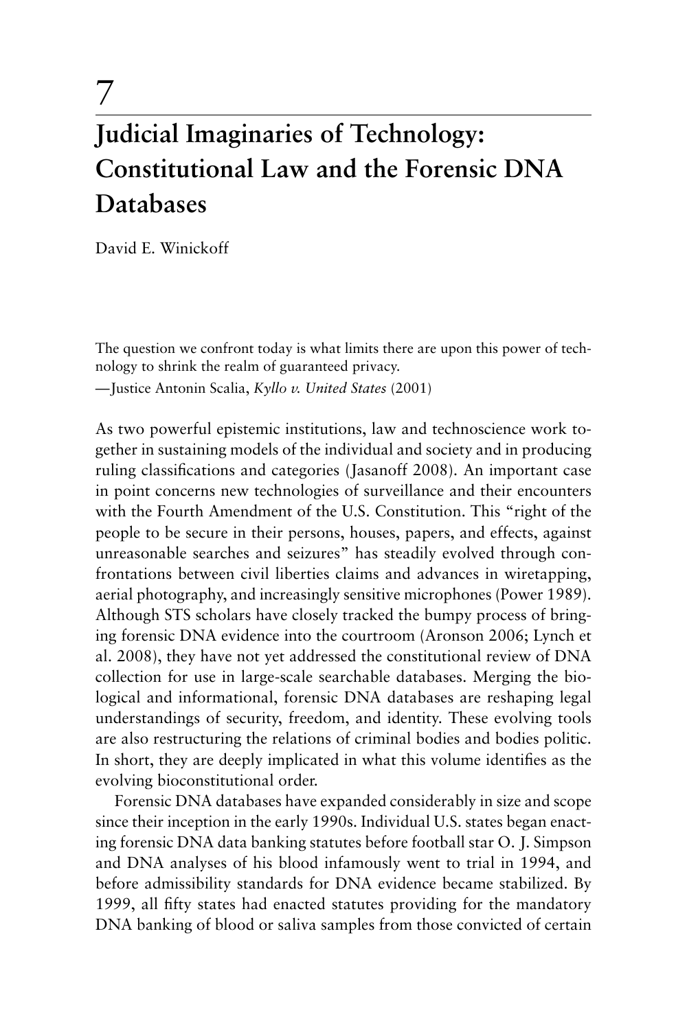# 7

## Judicial Imaginaries of Technology: Constitutional Law and the Forensic DNA Databases

David E. Winickoff

> The question we confront today is what limits there are upon this power of technology to shrink the realm of guaranteed privacy.
>
> —Justice Antonin Scalia, *Kyllo v. United States* (2001)

As two powerful epistemic institutions, law and technoscience work together in sustaining models of the individual and society and in producing ruling classifications and categories (Jasanoff 2008). An important case in point concerns new technologies of surveillance and their encounters with the Fourth Amendment of the U.S. Constitution. This "right of the people to be secure in their persons, houses, papers, and effects, against unreasonable searches and seizures" has steadily evolved through confrontations between civil liberties claims and advances in wiretapping, aerial photography, and increasingly sensitive microphones (Power 1989). Although STS scholars have closely tracked the bumpy process of bringing forensic DNA evidence into the courtroom (Aronson 2006; Lynch et al. 2008), they have not yet addressed the constitutional review of DNA collection for use in large-scale searchable databases. Merging the biological and informational, forensic DNA databases are reshaping legal understandings of security, freedom, and identity. These evolving tools are also restructuring the relations of criminal bodies and bodies politic. In short, they are deeply implicated in what this volume identifies as the evolving bioconstitutional order.

Forensic DNA databases have expanded considerably in size and scope since their inception in the early 1990s. Individual U.S. states began enacting forensic DNA data banking statutes before football star O. J. Simpson and DNA analyses of his blood infamously went to trial in 1994, and before admissibility standards for DNA evidence became stabilized. By 1999, all fifty states had enacted statutes providing for the mandatory DNA banking of blood or saliva samples from those convicted of certain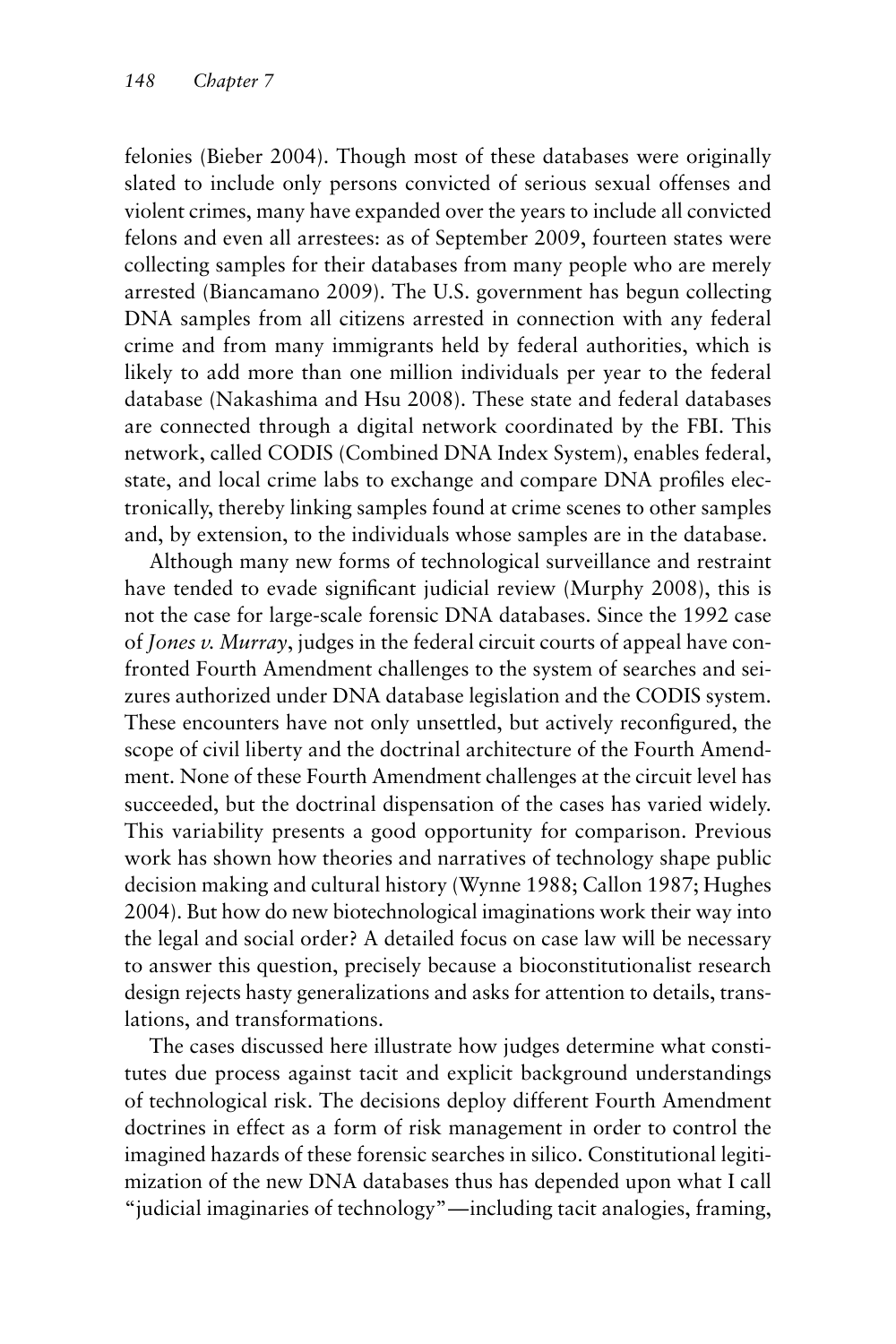felonies (Bieber 2004). Though most of these databases were originally slated to include only persons convicted of serious sexual offenses and violent crimes, many have expanded over the years to include all convicted felons and even all arrestees: as of September 2009, fourteen states were collecting samples for their databases from many people who are merely arrested (Biancamano 2009). The U.S. government has begun collecting DNA samples from all citizens arrested in connection with any federal crime and from many immigrants held by federal authorities, which is likely to add more than one million individuals per year to the federal database (Nakashima and Hsu 2008). These state and federal databases are connected through a digital network coordinated by the FBI. This network, called CODIS (Combined DNA Index System), enables federal, state, and local crime labs to exchange and compare DNA profiles electronically, thereby linking samples found at crime scenes to other samples and, by extension, to the individuals whose samples are in the database.

Although many new forms of technological surveillance and restraint have tended to evade significant judicial review (Murphy 2008), this is not the case for large-scale forensic DNA databases. Since the 1992 case of *Jones v. Murray*, judges in the federal circuit courts of appeal have confronted Fourth Amendment challenges to the system of searches and seizures authorized under DNA database legislation and the CODIS system. These encounters have not only unsettled, but actively reconfigured, the scope of civil liberty and the doctrinal architecture of the Fourth Amendment. None of these Fourth Amendment challenges at the circuit level has succeeded, but the doctrinal dispensation of the cases has varied widely. This variability presents a good opportunity for comparison. Previous work has shown how theories and narratives of technology shape public decision making and cultural history (Wynne 1988; Callon 1987; Hughes 2004). But how do new biotechnological imaginations work their way into the legal and social order? A detailed focus on case law will be necessary to answer this question, precisely because a bioconstitutionalist research design rejects hasty generalizations and asks for attention to details, translations, and transformations.

The cases discussed here illustrate how judges determine what constitutes due process against tacit and explicit background understandings of technological risk. The decisions deploy different Fourth Amendment doctrines in effect as a form of risk management in order to control the imagined hazards of these forensic searches in silico. Constitutional legitimization of the new DNA databases thus has depended upon what I call "judicial imaginaries of technology"—including tacit analogies, framing,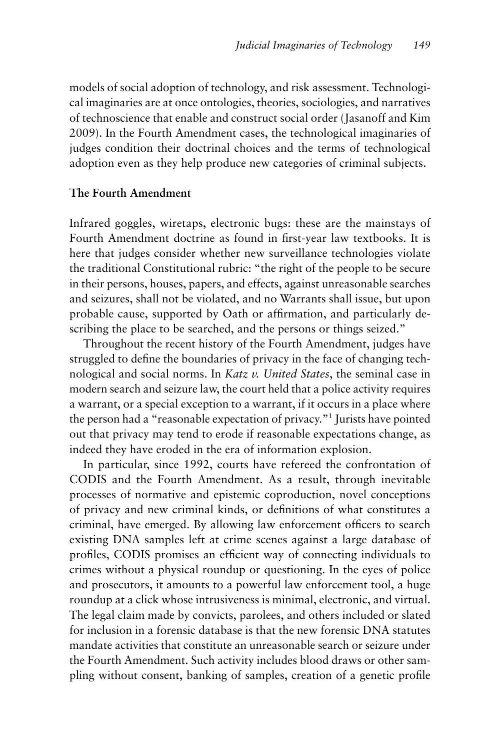models of social adoption of technology, and risk assessment. Technological imaginaries are at once ontologies, theories, sociologies, and narratives of technoscience that enable and construct social order (Jasanoff and Kim 2009). In the Fourth Amendment cases, the technological imaginaries of judges condition their doctrinal choices and the terms of technological adoption even as they help produce new categories of criminal subjects.

**The Fourth Amendment**

Infrared goggles, wiretaps, electronic bugs: these are the mainstays of Fourth Amendment doctrine as found in first-year law textbooks. It is here that judges consider whether new surveillance technologies violate the traditional Constitutional rubric: "the right of the people to be secure in their persons, houses, papers, and effects, against unreasonable searches and seizures, shall not be violated, and no Warrants shall issue, but upon probable cause, supported by Oath or affirmation, and particularly describing the place to be searched, and the persons or things seized."

Throughout the recent history of the Fourth Amendment, judges have struggled to define the boundaries of privacy in the face of changing technological and social norms. In *Katz v. United States*, the seminal case in modern search and seizure law, the court held that a police activity requires a warrant, or a special exception to a warrant, if it occurs in a place where the person had a "reasonable expectation of privacy."[1] Jurists have pointed out that privacy may tend to erode if reasonable expectations change, as indeed they have eroded in the era of information explosion.

In particular, since 1992, courts have refereed the confrontation of CODIS and the Fourth Amendment. As a result, through inevitable processes of normative and epistemic coproduction, novel conceptions of privacy and new criminal kinds, or definitions of what constitutes a criminal, have emerged. By allowing law enforcement officers to search existing DNA samples left at crime scenes against a large database of profiles, CODIS promises an efficient way of connecting individuals to crimes without a physical roundup or questioning. In the eyes of police and prosecutors, it amounts to a powerful law enforcement tool, a huge roundup at a click whose intrusiveness is minimal, electronic, and virtual. The legal claim made by convicts, parolees, and others included or slated for inclusion in a forensic database is that the new forensic DNA statutes mandate activities that constitute an unreasonable search or seizure under the Fourth Amendment. Such activity includes blood draws or other sampling without consent, banking of samples, creation of a genetic profile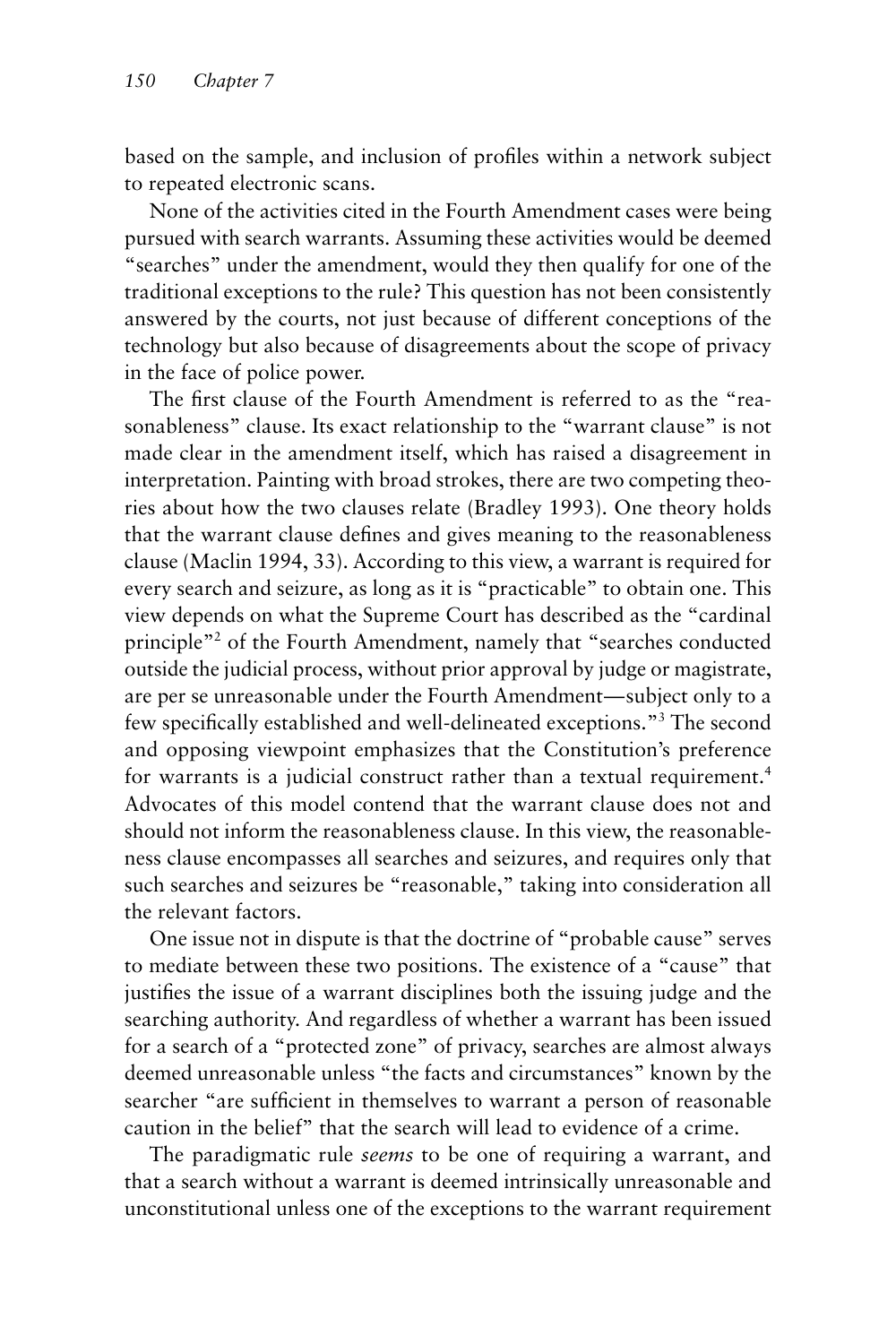based on the sample, and inclusion of profiles within a network subject to repeated electronic scans.

None of the activities cited in the Fourth Amendment cases were being pursued with search warrants. Assuming these activities would be deemed "searches" under the amendment, would they then qualify for one of the traditional exceptions to the rule? This question has not been consistently answered by the courts, not just because of different conceptions of the technology but also because of disagreements about the scope of privacy in the face of police power.

The first clause of the Fourth Amendment is referred to as the "reasonableness" clause. Its exact relationship to the "warrant clause" is not made clear in the amendment itself, which has raised a disagreement in interpretation. Painting with broad strokes, there are two competing theories about how the two clauses relate (Bradley 1993). One theory holds that the warrant clause defines and gives meaning to the reasonableness clause (Maclin 1994, 33). According to this view, a warrant is required for every search and seizure, as long as it is "practicable" to obtain one. This view depends on what the Supreme Court has described as the "cardinal principle"[2] of the Fourth Amendment, namely that "searches conducted outside the judicial process, without prior approval by judge or magistrate, are per se unreasonable under the Fourth Amendment—subject only to a few specifically established and well-delineated exceptions."[3] The second and opposing viewpoint emphasizes that the Constitution's preference for warrants is a judicial construct rather than a textual requirement.[4] Advocates of this model contend that the warrant clause does not and should not inform the reasonableness clause. In this view, the reasonableness clause encompasses all searches and seizures, and requires only that such searches and seizures be "reasonable," taking into consideration all the relevant factors.

One issue not in dispute is that the doctrine of "probable cause" serves to mediate between these two positions. The existence of a "cause" that justifies the issue of a warrant disciplines both the issuing judge and the searching authority. And regardless of whether a warrant has been issued for a search of a "protected zone" of privacy, searches are almost always deemed unreasonable unless "the facts and circumstances" known by the searcher "are sufficient in themselves to warrant a person of reasonable caution in the belief" that the search will lead to evidence of a crime.

The paradigmatic rule *seems* to be one of requiring a warrant, and that a search without a warrant is deemed intrinsically unreasonable and unconstitutional unless one of the exceptions to the warrant requirement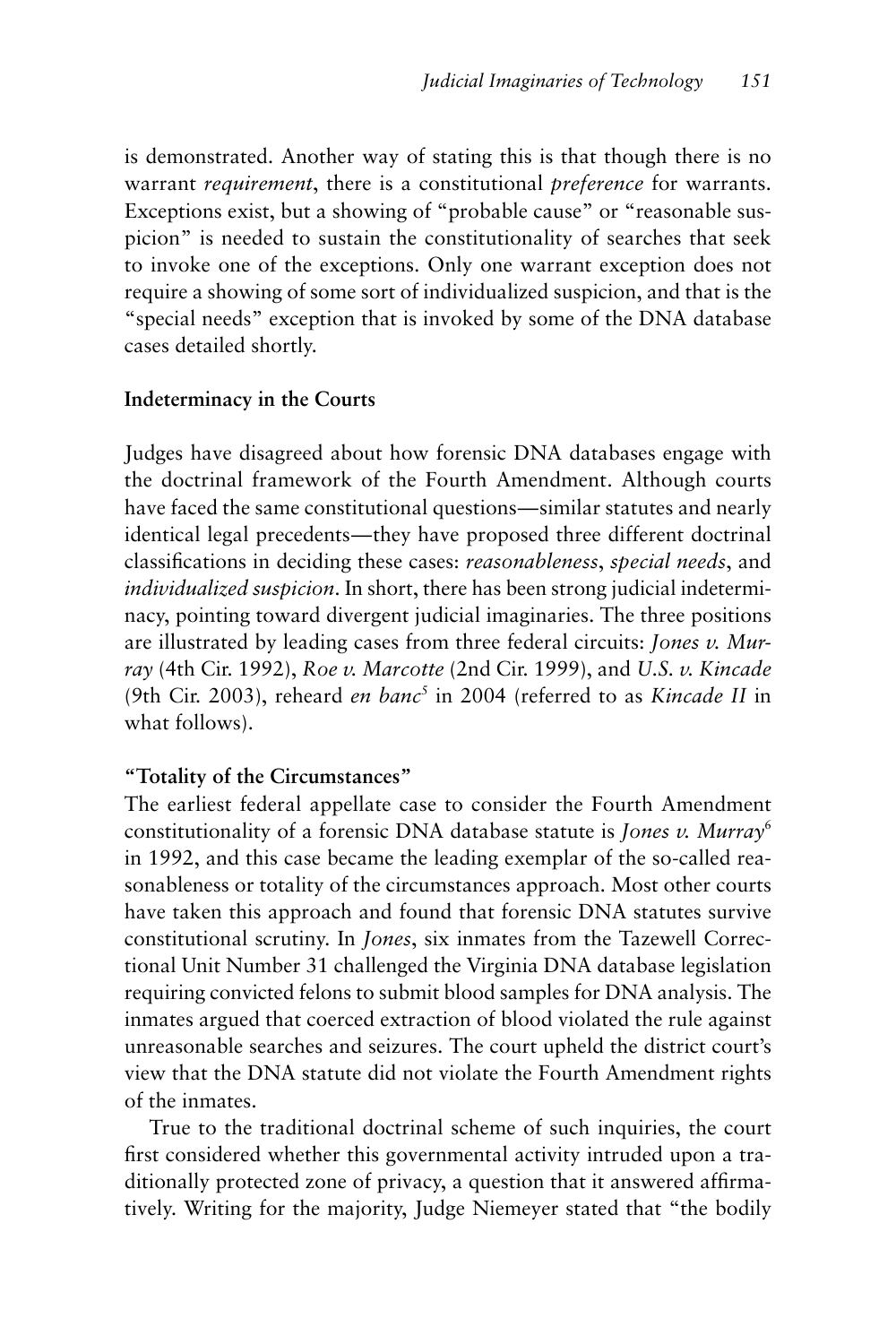is demonstrated. Another way of stating this is that though there is no warrant *requirement*, there is a constitutional *preference* for warrants. Exceptions exist, but a showing of "probable cause" or "reasonable suspicion" is needed to sustain the constitutionality of searches that seek to invoke one of the exceptions. Only one warrant exception does not require a showing of some sort of individualized suspicion, and that is the "special needs" exception that is invoked by some of the DNA database cases detailed shortly.

**Indeterminacy in the Courts**

Judges have disagreed about how forensic DNA databases engage with the doctrinal framework of the Fourth Amendment. Although courts have faced the same constitutional questions—similar statutes and nearly identical legal precedents—they have proposed three different doctrinal classifications in deciding these cases: *reasonableness*, *special needs*, and *individualized suspicion*. In short, there has been strong judicial indeterminacy, pointing toward divergent judicial imaginaries. The three positions are illustrated by leading cases from three federal circuits: *Jones v. Murray* (4th Cir. 1992), *Roe v. Marcotte* (2nd Cir. 1999), and *U.S. v. Kincade* (9th Cir. 2003), reheard *en banc*[5] in 2004 (referred to as *Kincade II* in what follows).

**"Totality of the Circumstances"**

The earliest federal appellate case to consider the Fourth Amendment constitutionality of a forensic DNA database statute is *Jones v. Murray*[6] in 1992, and this case became the leading exemplar of the so-called reasonableness or totality of the circumstances approach. Most other courts have taken this approach and found that forensic DNA statutes survive constitutional scrutiny. In *Jones*, six inmates from the Tazewell Correctional Unit Number 31 challenged the Virginia DNA database legislation requiring convicted felons to submit blood samples for DNA analysis. The inmates argued that coerced extraction of blood violated the rule against unreasonable searches and seizures. The court upheld the district court's view that the DNA statute did not violate the Fourth Amendment rights of the inmates.

True to the traditional doctrinal scheme of such inquiries, the court first considered whether this governmental activity intruded upon a traditionally protected zone of privacy, a question that it answered affirmatively. Writing for the majority, Judge Niemeyer stated that "the bodily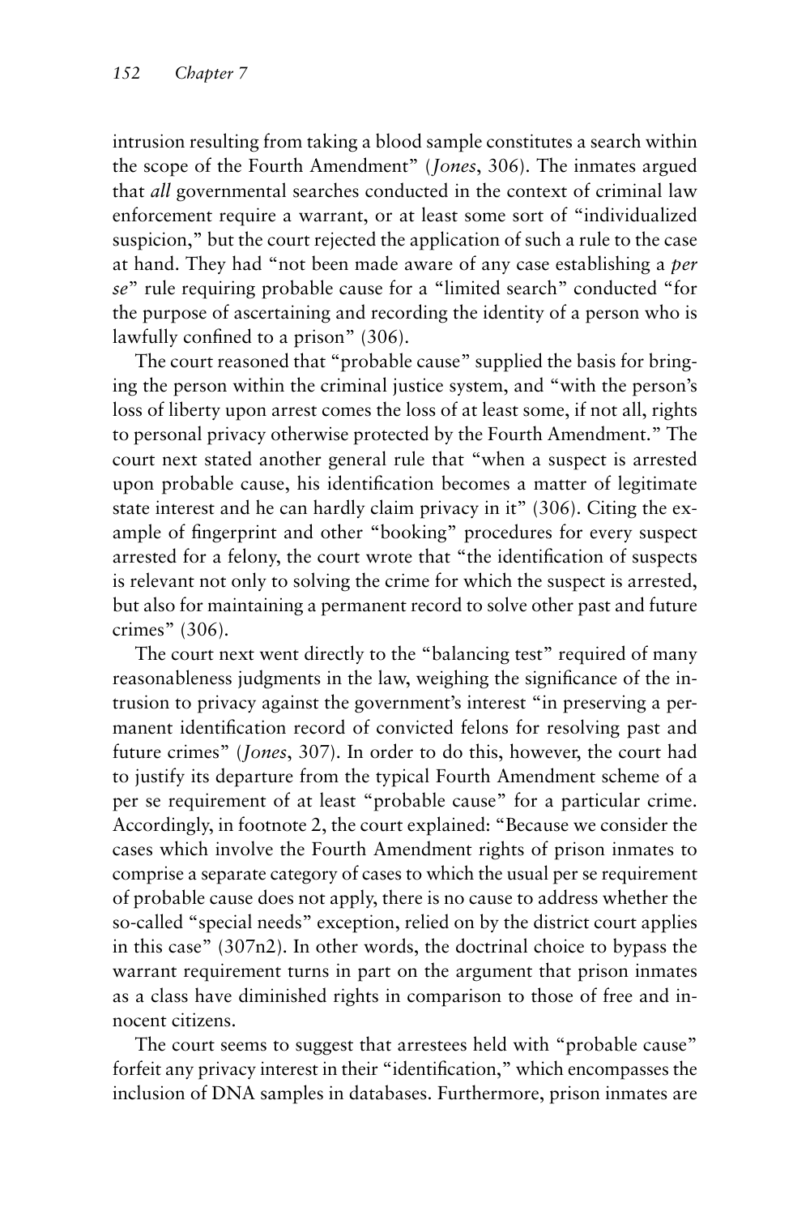intrusion resulting from taking a blood sample constitutes a search within the scope of the Fourth Amendment" (*Jones*, 306). The inmates argued that *all* governmental searches conducted in the context of criminal law enforcement require a warrant, or at least some sort of "individualized suspicion," but the court rejected the application of such a rule to the case at hand. They had "not been made aware of any case establishing a *per se*" rule requiring probable cause for a "limited search" conducted "for the purpose of ascertaining and recording the identity of a person who is lawfully confined to a prison" (306).

The court reasoned that "probable cause" supplied the basis for bringing the person within the criminal justice system, and "with the person's loss of liberty upon arrest comes the loss of at least some, if not all, rights to personal privacy otherwise protected by the Fourth Amendment." The court next stated another general rule that "when a suspect is arrested upon probable cause, his identification becomes a matter of legitimate state interest and he can hardly claim privacy in it" (306). Citing the example of fingerprint and other "booking" procedures for every suspect arrested for a felony, the court wrote that "the identification of suspects is relevant not only to solving the crime for which the suspect is arrested, but also for maintaining a permanent record to solve other past and future crimes" (306).

The court next went directly to the "balancing test" required of many reasonableness judgments in the law, weighing the significance of the intrusion to privacy against the government's interest "in preserving a permanent identification record of convicted felons for resolving past and future crimes" (*Jones*, 307). In order to do this, however, the court had to justify its departure from the typical Fourth Amendment scheme of a per se requirement of at least "probable cause" for a particular crime. Accordingly, in footnote 2, the court explained: "Because we consider the cases which involve the Fourth Amendment rights of prison inmates to comprise a separate category of cases to which the usual per se requirement of probable cause does not apply, there is no cause to address whether the so-called "special needs" exception, relied on by the district court applies in this case" (307n2). In other words, the doctrinal choice to bypass the warrant requirement turns in part on the argument that prison inmates as a class have diminished rights in comparison to those of free and innocent citizens.

The court seems to suggest that arrestees held with "probable cause" forfeit any privacy interest in their "identification," which encompasses the inclusion of DNA samples in databases. Furthermore, prison inmates are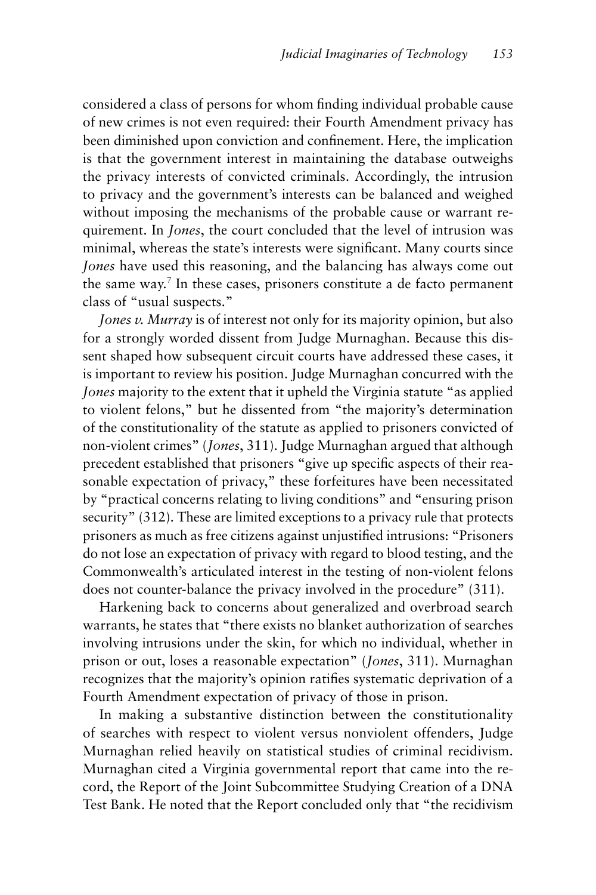considered a class of persons for whom finding individual probable cause of new crimes is not even required: their Fourth Amendment privacy has been diminished upon conviction and confinement. Here, the implication is that the government interest in maintaining the database outweighs the privacy interests of convicted criminals. Accordingly, the intrusion to privacy and the government's interests can be balanced and weighed without imposing the mechanisms of the probable cause or warrant requirement. In *Jones*, the court concluded that the level of intrusion was minimal, whereas the state's interests were significant. Many courts since *Jones* have used this reasoning, and the balancing has always come out the same way.[7] In these cases, prisoners constitute a de facto permanent class of "usual suspects."

*Jones v. Murray* is of interest not only for its majority opinion, but also for a strongly worded dissent from Judge Murnaghan. Because this dissent shaped how subsequent circuit courts have addressed these cases, it is important to review his position. Judge Murnaghan concurred with the *Jones* majority to the extent that it upheld the Virginia statute "as applied to violent felons," but he dissented from "the majority's determination of the constitutionality of the statute as applied to prisoners convicted of non-violent crimes" (*Jones*, 311). Judge Murnaghan argued that although precedent established that prisoners "give up specific aspects of their reasonable expectation of privacy," these forfeitures have been necessitated by "practical concerns relating to living conditions" and "ensuring prison security" (312). These are limited exceptions to a privacy rule that protects prisoners as much as free citizens against unjustified intrusions: "Prisoners do not lose an expectation of privacy with regard to blood testing, and the Commonwealth's articulated interest in the testing of non-violent felons does not counter-balance the privacy involved in the procedure" (311).

Harkening back to concerns about generalized and overbroad search warrants, he states that "there exists no blanket authorization of searches involving intrusions under the skin, for which no individual, whether in prison or out, loses a reasonable expectation" (*Jones*, 311). Murnaghan recognizes that the majority's opinion ratifies systematic deprivation of a Fourth Amendment expectation of privacy of those in prison.

In making a substantive distinction between the constitutionality of searches with respect to violent versus nonviolent offenders, Judge Murnaghan relied heavily on statistical studies of criminal recidivism. Murnaghan cited a Virginia governmental report that came into the record, the Report of the Joint Subcommittee Studying Creation of a DNA Test Bank. He noted that the Report concluded only that "the recidivism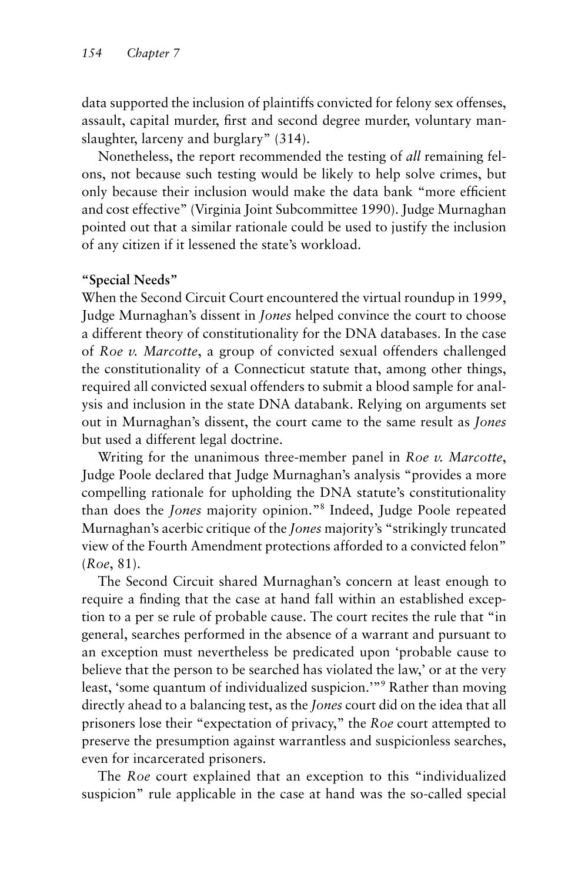data supported the inclusion of plaintiffs convicted for felony sex offenses, assault, capital murder, first and second degree murder, voluntary manslaughter, larceny and burglary" (314).

Nonetheless, the report recommended the testing of *all* remaining felons, not because such testing would be likely to help solve crimes, but only because their inclusion would make the data bank "more efficient and cost effective" (Virginia Joint Subcommittee 1990). Judge Murnaghan pointed out that a similar rationale could be used to justify the inclusion of any citizen if it lessened the state's workload.

**"Special Needs"**

When the Second Circuit Court encountered the virtual roundup in 1999, Judge Murnaghan's dissent in *Jones* helped convince the court to choose a different theory of constitutionality for the DNA databases. In the case of *Roe v. Marcotte*, a group of convicted sexual offenders challenged the constitutionality of a Connecticut statute that, among other things, required all convicted sexual offenders to submit a blood sample for analysis and inclusion in the state DNA databank. Relying on arguments set out in Murnaghan's dissent, the court came to the same result as *Jones* but used a different legal doctrine.

Writing for the unanimous three-member panel in *Roe v. Marcotte*, Judge Poole declared that Judge Murnaghan's analysis "provides a more compelling rationale for upholding the DNA statute's constitutionality than does the *Jones* majority opinion."[8] Indeed, Judge Poole repeated Murnaghan's acerbic critique of the *Jones* majority's "strikingly truncated view of the Fourth Amendment protections afforded to a convicted felon" (*Roe*, 81).

The Second Circuit shared Murnaghan's concern at least enough to require a finding that the case at hand fall within an established exception to a per se rule of probable cause. The court recites the rule that "in general, searches performed in the absence of a warrant and pursuant to an exception must nevertheless be predicated upon 'probable cause to believe that the person to be searched has violated the law,' or at the very least, 'some quantum of individualized suspicion.'"[9] Rather than moving directly ahead to a balancing test, as the *Jones* court did on the idea that all prisoners lose their "expectation of privacy," the *Roe* court attempted to preserve the presumption against warrantless and suspicionless searches, even for incarcerated prisoners.

The *Roe* court explained that an exception to this "individualized suspicion" rule applicable in the case at hand was the so-called special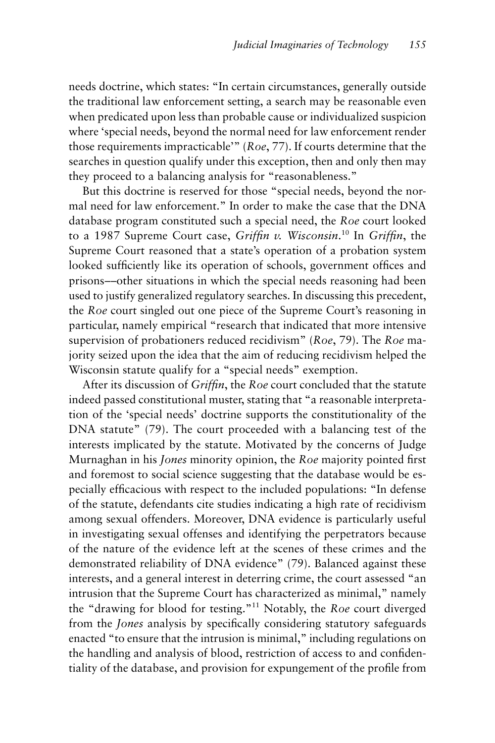needs doctrine, which states: "In certain circumstances, generally outside the traditional law enforcement setting, a search may be reasonable even when predicated upon less than probable cause or individualized suspicion where 'special needs, beyond the normal need for law enforcement render those requirements impracticable'" (*Roe*, 77). If courts determine that the searches in question qualify under this exception, then and only then may they proceed to a balancing analysis for "reasonableness."

But this doctrine is reserved for those "special needs, beyond the normal need for law enforcement." In order to make the case that the DNA database program constituted such a special need, the *Roe* court looked to a 1987 Supreme Court case, *Griffin v. Wisconsin*.[10] In *Griffin*, the Supreme Court reasoned that a state's operation of a probation system looked sufficiently like its operation of schools, government offices and prisons––other situations in which the special needs reasoning had been used to justify generalized regulatory searches. In discussing this precedent, the *Roe* court singled out one piece of the Supreme Court's reasoning in particular, namely empirical "research that indicated that more intensive supervision of probationers reduced recidivism" (*Roe*, 79). The *Roe* majority seized upon the idea that the aim of reducing recidivism helped the Wisconsin statute qualify for a "special needs" exemption.

After its discussion of *Griffin*, the *Roe* court concluded that the statute indeed passed constitutional muster, stating that "a reasonable interpretation of the 'special needs' doctrine supports the constitutionality of the DNA statute" (79). The court proceeded with a balancing test of the interests implicated by the statute. Motivated by the concerns of Judge Murnaghan in his *Jones* minority opinion, the *Roe* majority pointed first and foremost to social science suggesting that the database would be especially efficacious with respect to the included populations: "In defense of the statute, defendants cite studies indicating a high rate of recidivism among sexual offenders. Moreover, DNA evidence is particularly useful in investigating sexual offenses and identifying the perpetrators because of the nature of the evidence left at the scenes of these crimes and the demonstrated reliability of DNA evidence" (79). Balanced against these interests, and a general interest in deterring crime, the court assessed "an intrusion that the Supreme Court has characterized as minimal," namely the "drawing for blood for testing."[11] Notably, the *Roe* court diverged from the *Jones* analysis by specifically considering statutory safeguards enacted "to ensure that the intrusion is minimal," including regulations on the handling and analysis of blood, restriction of access to and confidentiality of the database, and provision for expungement of the profile from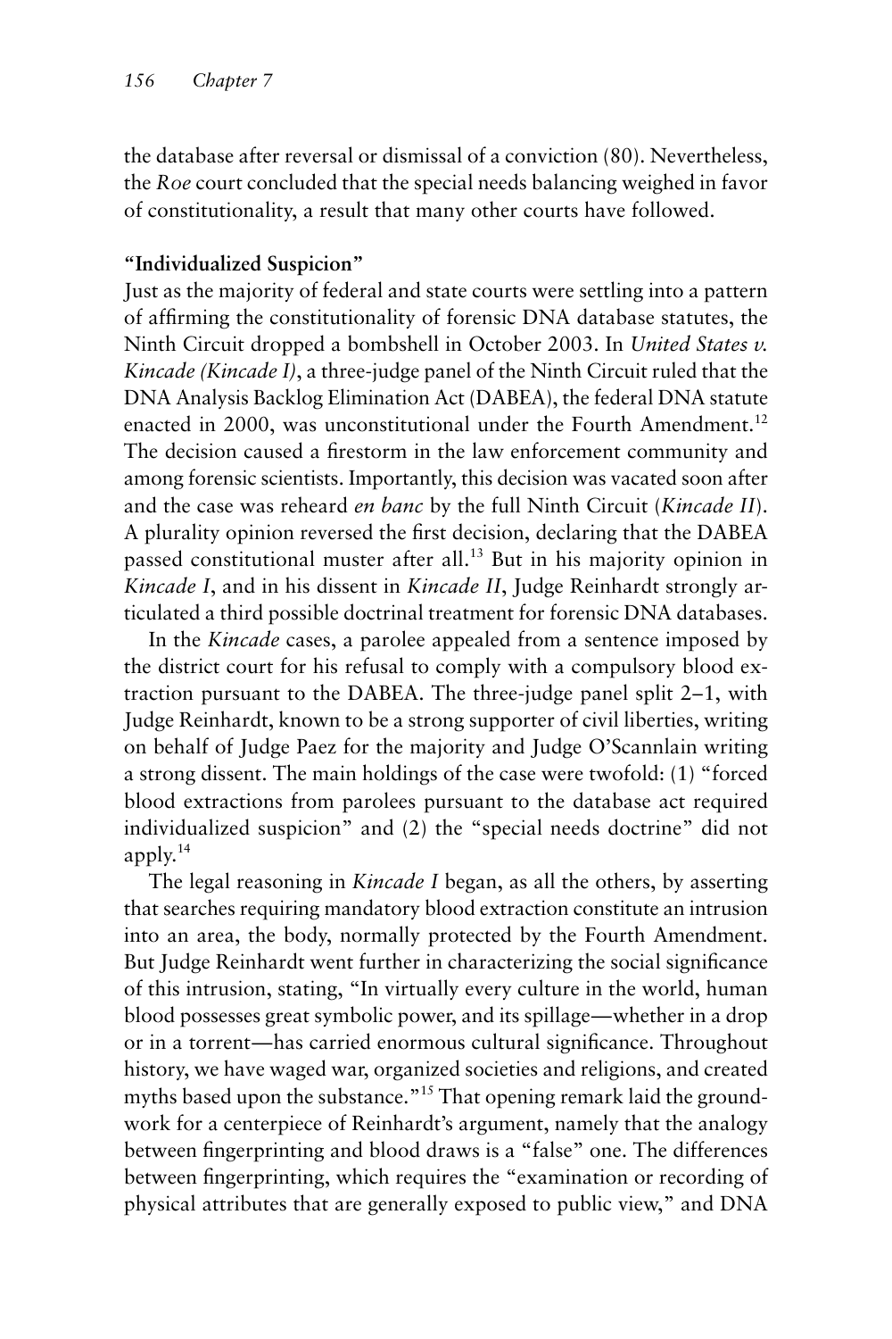the database after reversal or dismissal of a conviction (80). Nevertheless, the *Roe* court concluded that the special needs balancing weighed in favor of constitutionality, a result that many other courts have followed.

**"Individualized Suspicion"**

Just as the majority of federal and state courts were settling into a pattern of affirming the constitutionality of forensic DNA database statutes, the Ninth Circuit dropped a bombshell in October 2003. In *United States v. Kincade (Kincade I)*, a three-judge panel of the Ninth Circuit ruled that the DNA Analysis Backlog Elimination Act (DABEA), the federal DNA statute enacted in 2000, was unconstitutional under the Fourth Amendment.[12] The decision caused a firestorm in the law enforcement community and among forensic scientists. Importantly, this decision was vacated soon after and the case was reheard *en banc* by the full Ninth Circuit (*Kincade II*). A plurality opinion reversed the first decision, declaring that the DABEA passed constitutional muster after all.[13] But in his majority opinion in *Kincade I*, and in his dissent in *Kincade II*, Judge Reinhardt strongly articulated a third possible doctrinal treatment for forensic DNA databases.

In the *Kincade* cases, a parolee appealed from a sentence imposed by the district court for his refusal to comply with a compulsory blood extraction pursuant to the DABEA. The three-judge panel split 2–1, with Judge Reinhardt, known to be a strong supporter of civil liberties, writing on behalf of Judge Paez for the majority and Judge O'Scannlain writing a strong dissent. The main holdings of the case were twofold: (1) "forced blood extractions from parolees pursuant to the database act required individualized suspicion" and (2) the "special needs doctrine" did not apply.[14]

The legal reasoning in *Kincade I* began, as all the others, by asserting that searches requiring mandatory blood extraction constitute an intrusion into an area, the body, normally protected by the Fourth Amendment. But Judge Reinhardt went further in characterizing the social significance of this intrusion, stating, "In virtually every culture in the world, human blood possesses great symbolic power, and its spillage—whether in a drop or in a torrent—has carried enormous cultural significance. Throughout history, we have waged war, organized societies and religions, and created myths based upon the substance."[15] That opening remark laid the groundwork for a centerpiece of Reinhardt's argument, namely that the analogy between fingerprinting and blood draws is a "false" one. The differences between fingerprinting, which requires the "examination or recording of physical attributes that are generally exposed to public view," and DNA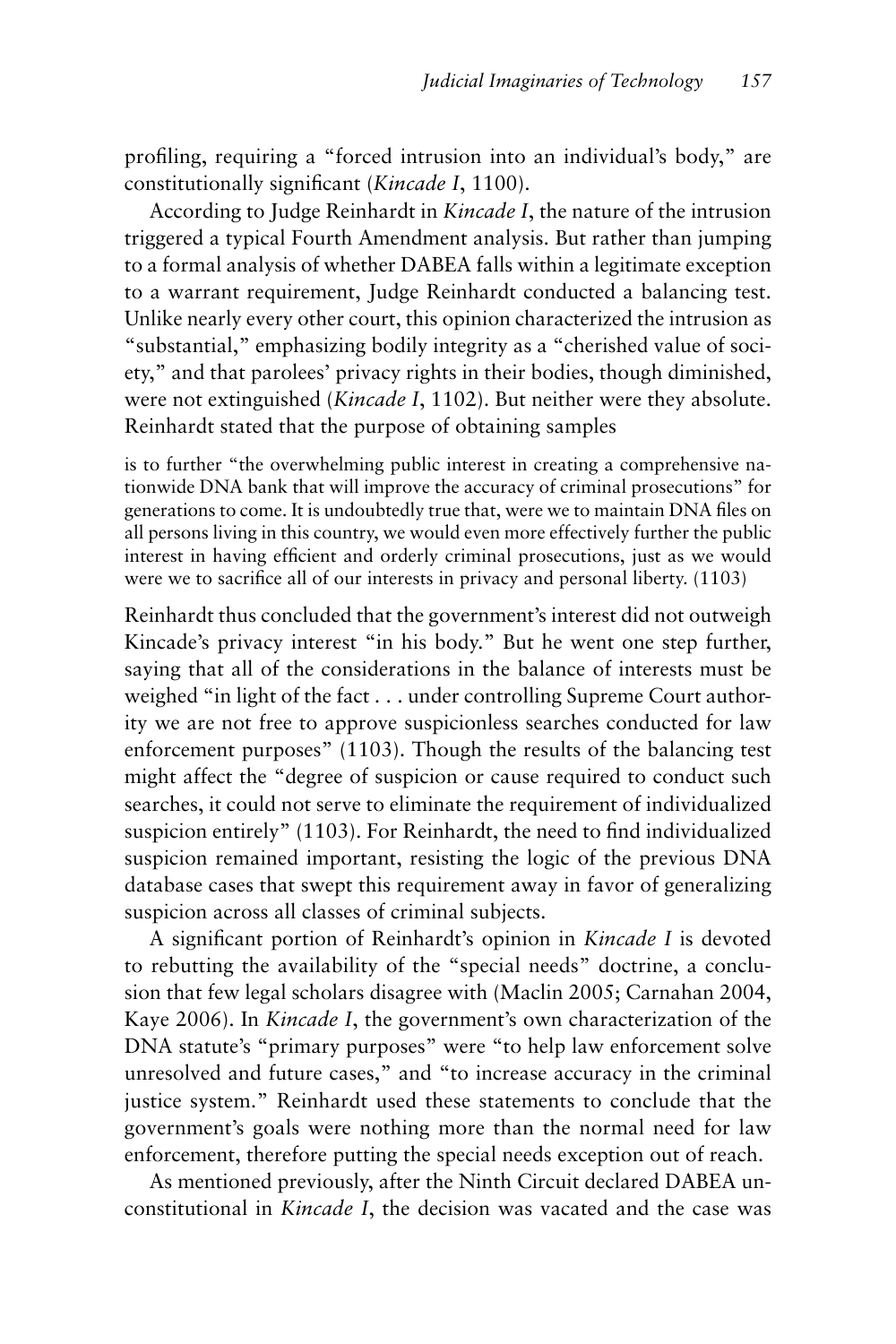profiling, requiring a "forced intrusion into an individual's body," are constitutionally significant (*Kincade I*, 1100).

According to Judge Reinhardt in *Kincade I*, the nature of the intrusion triggered a typical Fourth Amendment analysis. But rather than jumping to a formal analysis of whether DABEA falls within a legitimate exception to a warrant requirement, Judge Reinhardt conducted a balancing test. Unlike nearly every other court, this opinion characterized the intrusion as "substantial," emphasizing bodily integrity as a "cherished value of society," and that parolees' privacy rights in their bodies, though diminished, were not extinguished (*Kincade I*, 1102). But neither were they absolute. Reinhardt stated that the purpose of obtaining samples

> is to further "the overwhelming public interest in creating a comprehensive nationwide DNA bank that will improve the accuracy of criminal prosecutions" for generations to come. It is undoubtedly true that, were we to maintain DNA files on all persons living in this country, we would even more effectively further the public interest in having efficient and orderly criminal prosecutions, just as we would were we to sacrifice all of our interests in privacy and personal liberty. (1103)

Reinhardt thus concluded that the government's interest did not outweigh Kincade's privacy interest "in his body." But he went one step further, saying that all of the considerations in the balance of interests must be weighed "in light of the fact . . . under controlling Supreme Court authority we are not free to approve suspicionless searches conducted for law enforcement purposes" (1103). Though the results of the balancing test might affect the "degree of suspicion or cause required to conduct such searches, it could not serve to eliminate the requirement of individualized suspicion entirely" (1103). For Reinhardt, the need to find individualized suspicion remained important, resisting the logic of the previous DNA database cases that swept this requirement away in favor of generalizing suspicion across all classes of criminal subjects.

A significant portion of Reinhardt's opinion in *Kincade I* is devoted to rebutting the availability of the "special needs" doctrine, a conclusion that few legal scholars disagree with (Maclin 2005; Carnahan 2004, Kaye 2006). In *Kincade I*, the government's own characterization of the DNA statute's "primary purposes" were "to help law enforcement solve unresolved and future cases," and "to increase accuracy in the criminal justice system." Reinhardt used these statements to conclude that the government's goals were nothing more than the normal need for law enforcement, therefore putting the special needs exception out of reach.

As mentioned previously, after the Ninth Circuit declared DABEA unconstitutional in *Kincade I*, the decision was vacated and the case was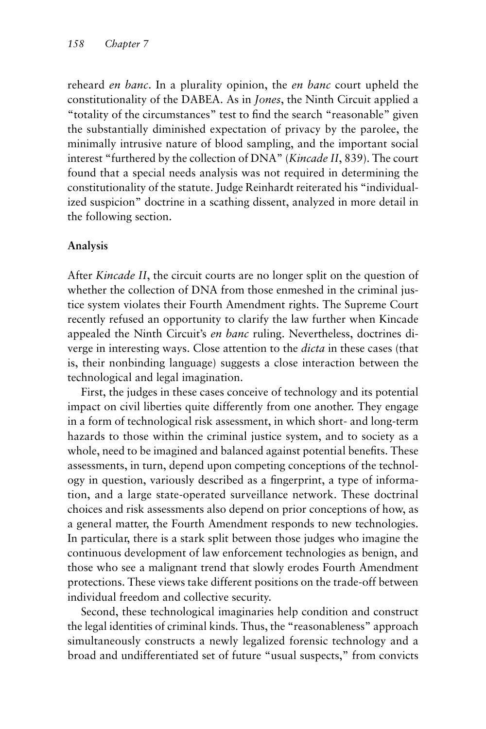reheard *en banc*. In a plurality opinion, the *en banc* court upheld the constitutionality of the DABEA. As in *Jones*, the Ninth Circuit applied a "totality of the circumstances" test to find the search "reasonable" given the substantially diminished expectation of privacy by the parolee, the minimally intrusive nature of blood sampling, and the important social interest "furthered by the collection of DNA" (*Kincade II*, 839). The court found that a special needs analysis was not required in determining the constitutionality of the statute. Judge Reinhardt reiterated his "individualized suspicion" doctrine in a scathing dissent, analyzed in more detail in the following section.

### Analysis

After *Kincade II*, the circuit courts are no longer split on the question of whether the collection of DNA from those enmeshed in the criminal justice system violates their Fourth Amendment rights. The Supreme Court recently refused an opportunity to clarify the law further when Kincade appealed the Ninth Circuit's *en banc* ruling. Nevertheless, doctrines diverge in interesting ways. Close attention to the *dicta* in these cases (that is, their nonbinding language) suggests a close interaction between the technological and legal imagination.

First, the judges in these cases conceive of technology and its potential impact on civil liberties quite differently from one another. They engage in a form of technological risk assessment, in which short- and long-term hazards to those within the criminal justice system, and to society as a whole, need to be imagined and balanced against potential benefits. These assessments, in turn, depend upon competing conceptions of the technology in question, variously described as a fingerprint, a type of information, and a large state-operated surveillance network. These doctrinal choices and risk assessments also depend on prior conceptions of how, as a general matter, the Fourth Amendment responds to new technologies. In particular, there is a stark split between those judges who imagine the continuous development of law enforcement technologies as benign, and those who see a malignant trend that slowly erodes Fourth Amendment protections. These views take different positions on the trade-off between individual freedom and collective security.

Second, these technological imaginaries help condition and construct the legal identities of criminal kinds. Thus, the "reasonableness" approach simultaneously constructs a newly legalized forensic technology and a broad and undifferentiated set of future "usual suspects," from convicts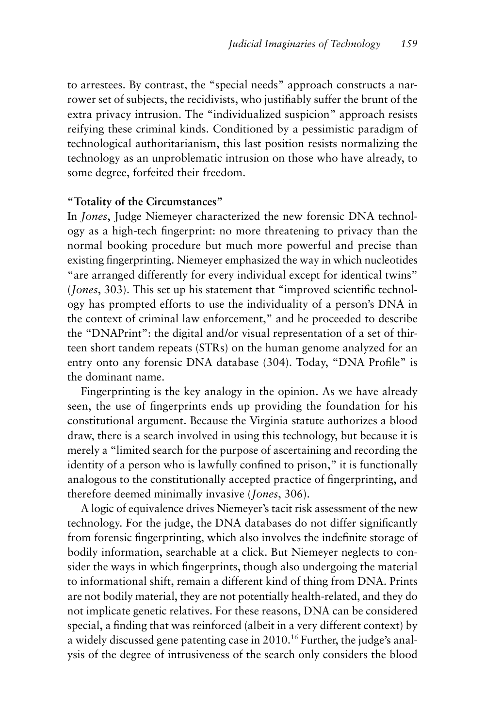to arrestees. By contrast, the "special needs" approach constructs a narrower set of subjects, the recidivists, who justifiably suffer the brunt of the extra privacy intrusion. The "individualized suspicion" approach resists reifying these criminal kinds. Conditioned by a pessimistic paradigm of technological authoritarianism, this last position resists normalizing the technology as an unproblematic intrusion on those who have already, to some degree, forfeited their freedom.

**"Totality of the Circumstances"**

In *Jones*, Judge Niemeyer characterized the new forensic DNA technology as a high-tech fingerprint: no more threatening to privacy than the normal booking procedure but much more powerful and precise than existing fingerprinting. Niemeyer emphasized the way in which nucleotides "are arranged differently for every individual except for identical twins" (*Jones*, 303). This set up his statement that "improved scientific technology has prompted efforts to use the individuality of a person's DNA in the context of criminal law enforcement," and he proceeded to describe the "DNAPrint": the digital and/or visual representation of a set of thirteen short tandem repeats (STRs) on the human genome analyzed for an entry onto any forensic DNA database (304). Today, "DNA Profile" is the dominant name.

Fingerprinting is the key analogy in the opinion. As we have already seen, the use of fingerprints ends up providing the foundation for his constitutional argument. Because the Virginia statute authorizes a blood draw, there is a search involved in using this technology, but because it is merely a "limited search for the purpose of ascertaining and recording the identity of a person who is lawfully confined to prison," it is functionally analogous to the constitutionally accepted practice of fingerprinting, and therefore deemed minimally invasive (*Jones*, 306).

A logic of equivalence drives Niemeyer's tacit risk assessment of the new technology. For the judge, the DNA databases do not differ significantly from forensic fingerprinting, which also involves the indefinite storage of bodily information, searchable at a click. But Niemeyer neglects to consider the ways in which fingerprints, though also undergoing the material to informational shift, remain a different kind of thing from DNA. Prints are not bodily material, they are not potentially health-related, and they do not implicate genetic relatives. For these reasons, DNA can be considered special, a finding that was reinforced (albeit in a very different context) by a widely discussed gene patenting case in 2010.[16] Further, the judge's analysis of the degree of intrusiveness of the search only considers the blood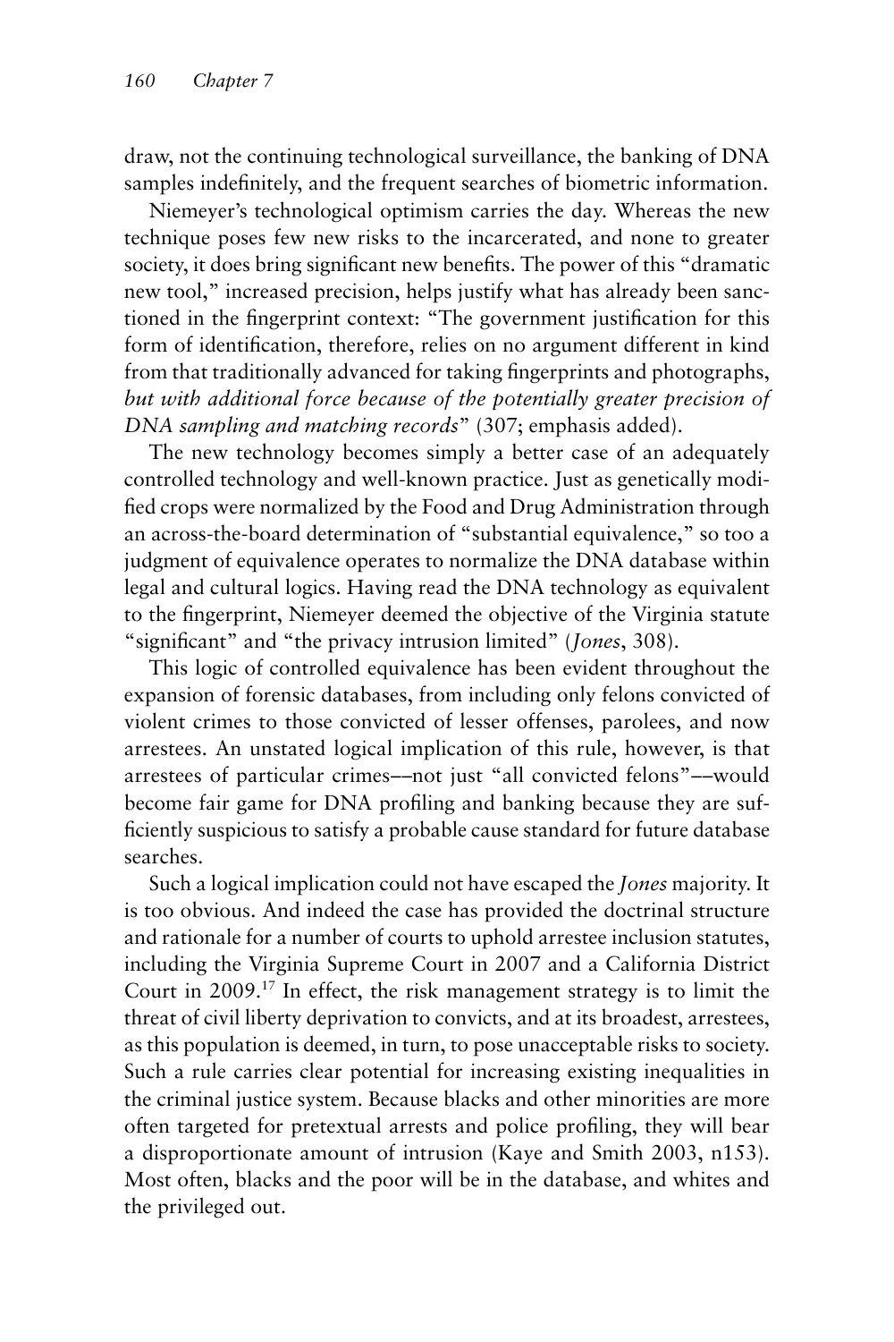draw, not the continuing technological surveillance, the banking of DNA samples indefinitely, and the frequent searches of biometric information.

Niemeyer's technological optimism carries the day. Whereas the new technique poses few new risks to the incarcerated, and none to greater society, it does bring significant new benefits. The power of this "dramatic new tool," increased precision, helps justify what has already been sanctioned in the fingerprint context: "The government justification for this form of identification, therefore, relies on no argument different in kind from that traditionally advanced for taking fingerprints and photographs, *but with additional force because of the potentially greater precision of DNA sampling and matching records*" (307; emphasis added).

The new technology becomes simply a better case of an adequately controlled technology and well-known practice. Just as genetically modified crops were normalized by the Food and Drug Administration through an across-the-board determination of "substantial equivalence," so too a judgment of equivalence operates to normalize the DNA database within legal and cultural logics. Having read the DNA technology as equivalent to the fingerprint, Niemeyer deemed the objective of the Virginia statute "significant" and "the privacy intrusion limited" (*Jones*, 308).

This logic of controlled equivalence has been evident throughout the expansion of forensic databases, from including only felons convicted of violent crimes to those convicted of lesser offenses, parolees, and now arrestees. An unstated logical implication of this rule, however, is that arrestees of particular crimes––not just "all convicted felons"––would become fair game for DNA profiling and banking because they are sufficiently suspicious to satisfy a probable cause standard for future database searches.

Such a logical implication could not have escaped the *Jones* majority. It is too obvious. And indeed the case has provided the doctrinal structure and rationale for a number of courts to uphold arrestee inclusion statutes, including the Virginia Supreme Court in 2007 and a California District Court in 2009.[17] In effect, the risk management strategy is to limit the threat of civil liberty deprivation to convicts, and at its broadest, arrestees, as this population is deemed, in turn, to pose unacceptable risks to society. Such a rule carries clear potential for increasing existing inequalities in the criminal justice system. Because blacks and other minorities are more often targeted for pretextual arrests and police profiling, they will bear a disproportionate amount of intrusion (Kaye and Smith 2003, n153). Most often, blacks and the poor will be in the database, and whites and the privileged out.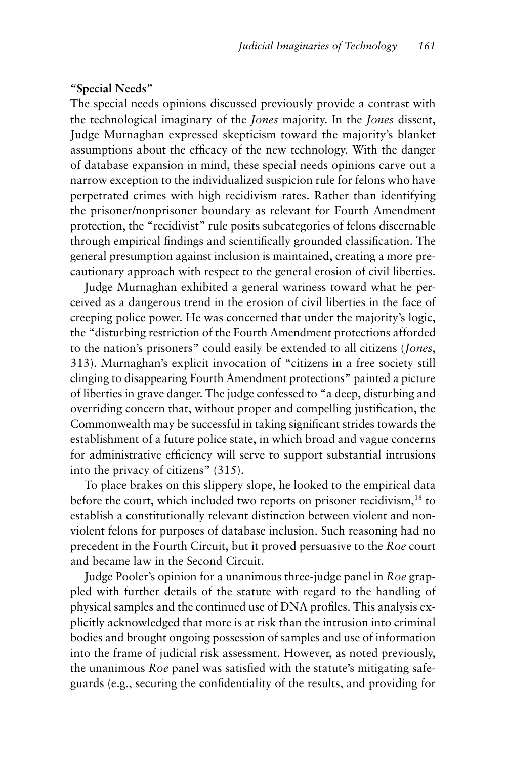**"Special Needs"**

The special needs opinions discussed previously provide a contrast with the technological imaginary of the *Jones* majority. In the *Jones* dissent, Judge Murnaghan expressed skepticism toward the majority's blanket assumptions about the efficacy of the new technology. With the danger of database expansion in mind, these special needs opinions carve out a narrow exception to the individualized suspicion rule for felons who have perpetrated crimes with high recidivism rates. Rather than identifying the prisoner/nonprisoner boundary as relevant for Fourth Amendment protection, the "recidivist" rule posits subcategories of felons discernable through empirical findings and scientifically grounded classification. The general presumption against inclusion is maintained, creating a more precautionary approach with respect to the general erosion of civil liberties.

Judge Murnaghan exhibited a general wariness toward what he perceived as a dangerous trend in the erosion of civil liberties in the face of creeping police power. He was concerned that under the majority's logic, the "disturbing restriction of the Fourth Amendment protections afforded to the nation's prisoners" could easily be extended to all citizens (*Jones*, 313). Murnaghan's explicit invocation of "citizens in a free society still clinging to disappearing Fourth Amendment protections" painted a picture of liberties in grave danger. The judge confessed to "a deep, disturbing and overriding concern that, without proper and compelling justification, the Commonwealth may be successful in taking significant strides towards the establishment of a future police state, in which broad and vague concerns for administrative efficiency will serve to support substantial intrusions into the privacy of citizens" (315).

To place brakes on this slippery slope, he looked to the empirical data before the court, which included two reports on prisoner recidivism,[18] to establish a constitutionally relevant distinction between violent and nonviolent felons for purposes of database inclusion. Such reasoning had no precedent in the Fourth Circuit, but it proved persuasive to the *Roe* court and became law in the Second Circuit.

Judge Pooler's opinion for a unanimous three-judge panel in *Roe* grappled with further details of the statute with regard to the handling of physical samples and the continued use of DNA profiles. This analysis explicitly acknowledged that more is at risk than the intrusion into criminal bodies and brought ongoing possession of samples and use of information into the frame of judicial risk assessment. However, as noted previously, the unanimous *Roe* panel was satisfied with the statute's mitigating safeguards (e.g., securing the confidentiality of the results, and providing for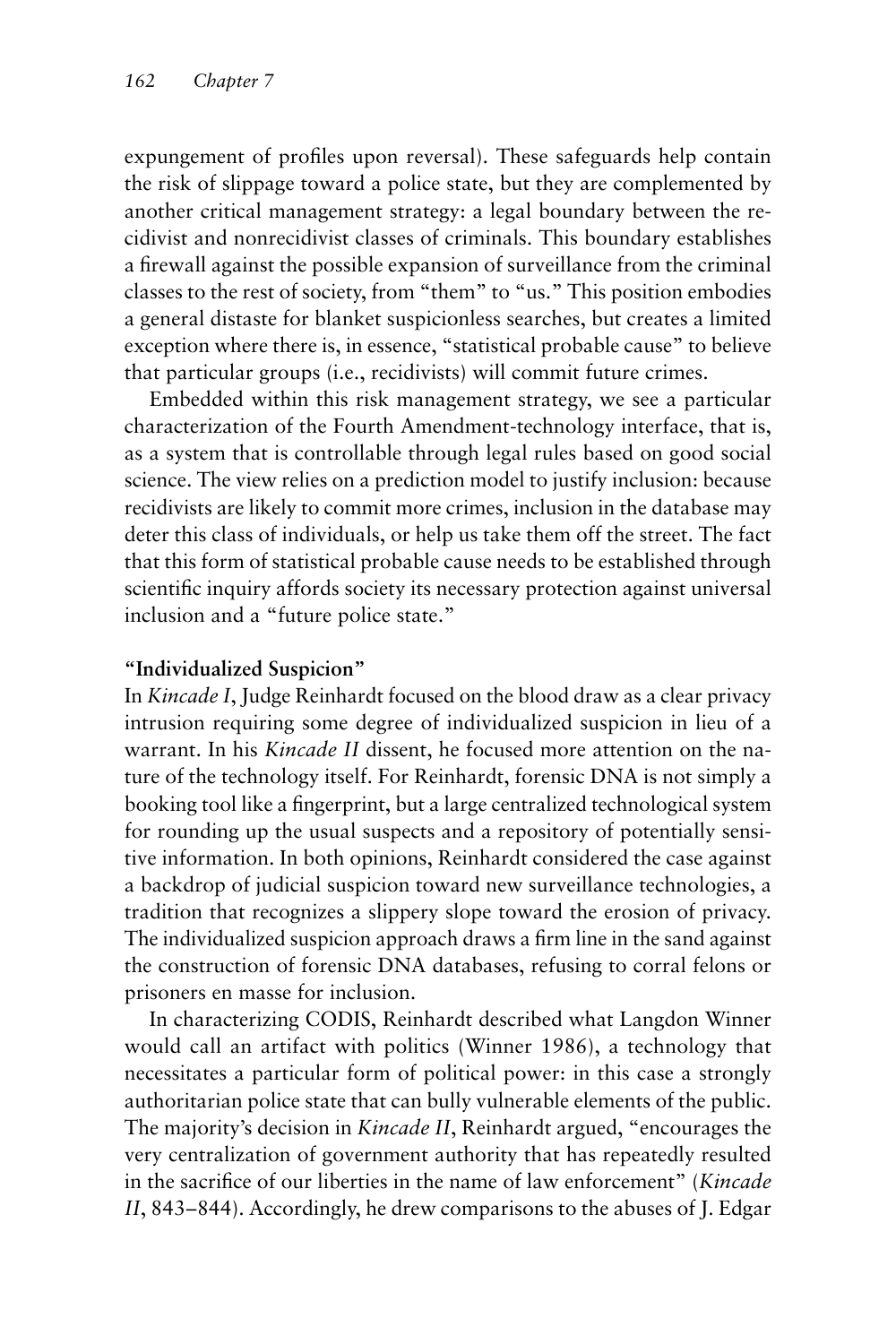expungement of profiles upon reversal). These safeguards help contain the risk of slippage toward a police state, but they are complemented by another critical management strategy: a legal boundary between the recidivist and nonrecidivist classes of criminals. This boundary establishes a firewall against the possible expansion of surveillance from the criminal classes to the rest of society, from "them" to "us." This position embodies a general distaste for blanket suspicionless searches, but creates a limited exception where there is, in essence, "statistical probable cause" to believe that particular groups (i.e., recidivists) will commit future crimes.

Embedded within this risk management strategy, we see a particular characterization of the Fourth Amendment-technology interface, that is, as a system that is controllable through legal rules based on good social science. The view relies on a prediction model to justify inclusion: because recidivists are likely to commit more crimes, inclusion in the database may deter this class of individuals, or help us take them off the street. The fact that this form of statistical probable cause needs to be established through scientific inquiry affords society its necessary protection against universal inclusion and a "future police state."

**"Individualized Suspicion"**

In *Kincade I*, Judge Reinhardt focused on the blood draw as a clear privacy intrusion requiring some degree of individualized suspicion in lieu of a warrant. In his *Kincade II* dissent, he focused more attention on the nature of the technology itself. For Reinhardt, forensic DNA is not simply a booking tool like a fingerprint, but a large centralized technological system for rounding up the usual suspects and a repository of potentially sensitive information. In both opinions, Reinhardt considered the case against a backdrop of judicial suspicion toward new surveillance technologies, a tradition that recognizes a slippery slope toward the erosion of privacy. The individualized suspicion approach draws a firm line in the sand against the construction of forensic DNA databases, refusing to corral felons or prisoners en masse for inclusion.

In characterizing CODIS, Reinhardt described what Langdon Winner would call an artifact with politics (Winner 1986), a technology that necessitates a particular form of political power: in this case a strongly authoritarian police state that can bully vulnerable elements of the public. The majority's decision in *Kincade II*, Reinhardt argued, "encourages the very centralization of government authority that has repeatedly resulted in the sacrifice of our liberties in the name of law enforcement" (*Kincade II*, 843–844). Accordingly, he drew comparisons to the abuses of J. Edgar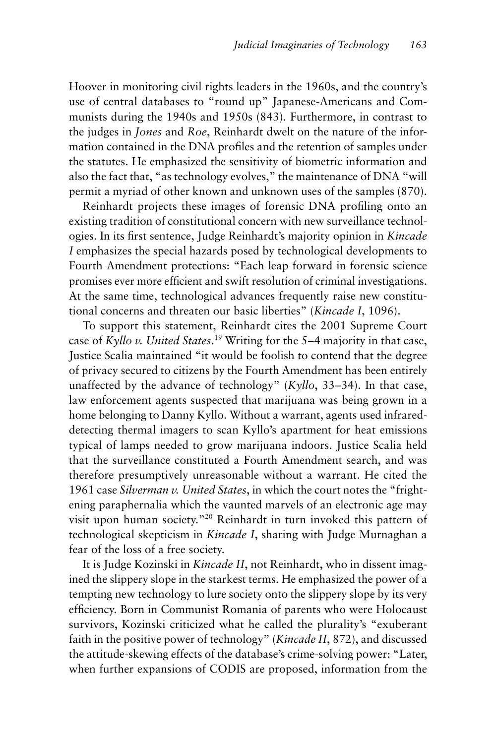Hoover in monitoring civil rights leaders in the 1960s, and the country's use of central databases to "round up" Japanese-Americans and Communists during the 1940s and 1950s (843). Furthermore, in contrast to the judges in *Jones* and *Roe*, Reinhardt dwelt on the nature of the information contained in the DNA profiles and the retention of samples under the statutes. He emphasized the sensitivity of biometric information and also the fact that, "as technology evolves," the maintenance of DNA "will permit a myriad of other known and unknown uses of the samples (870).

Reinhardt projects these images of forensic DNA profiling onto an existing tradition of constitutional concern with new surveillance technologies. In its first sentence, Judge Reinhardt's majority opinion in *Kincade I* emphasizes the special hazards posed by technological developments to Fourth Amendment protections: "Each leap forward in forensic science promises ever more efficient and swift resolution of criminal investigations. At the same time, technological advances frequently raise new constitutional concerns and threaten our basic liberties" (*Kincade I*, 1096).

To support this statement, Reinhardt cites the 2001 Supreme Court case of *Kyllo v. United States*.[19] Writing for the 5–4 majority in that case, Justice Scalia maintained "it would be foolish to contend that the degree of privacy secured to citizens by the Fourth Amendment has been entirely unaffected by the advance of technology" (*Kyllo*, 33–34). In that case, law enforcement agents suspected that marijuana was being grown in a home belonging to Danny Kyllo. Without a warrant, agents used infrared-detecting thermal imagers to scan Kyllo's apartment for heat emissions typical of lamps needed to grow marijuana indoors. Justice Scalia held that the surveillance constituted a Fourth Amendment search, and was therefore presumptively unreasonable without a warrant. He cited the 1961 case *Silverman v. United States*, in which the court notes the "frightening paraphernalia which the vaunted marvels of an electronic age may visit upon human society."[20] Reinhardt in turn invoked this pattern of technological skepticism in *Kincade I*, sharing with Judge Murnaghan a fear of the loss of a free society.

It is Judge Kozinski in *Kincade II*, not Reinhardt, who in dissent imagined the slippery slope in the starkest terms. He emphasized the power of a tempting new technology to lure society onto the slippery slope by its very efficiency. Born in Communist Romania of parents who were Holocaust survivors, Kozinski criticized what he called the plurality's "exuberant faith in the positive power of technology" (*Kincade II*, 872), and discussed the attitude-skewing effects of the database's crime-solving power: "Later, when further expansions of CODIS are proposed, information from the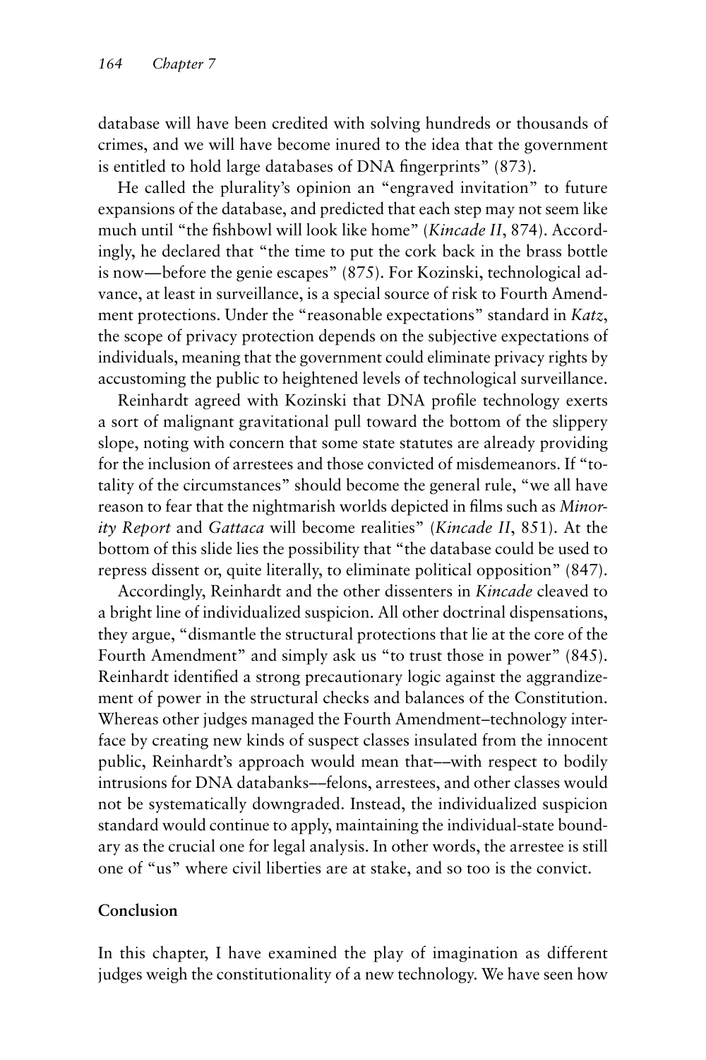database will have been credited with solving hundreds or thousands of crimes, and we will have become inured to the idea that the government is entitled to hold large databases of DNA fingerprints" (873).

He called the plurality's opinion an "engraved invitation" to future expansions of the database, and predicted that each step may not seem like much until "the fishbowl will look like home" (*Kincade II*, 874). Accordingly, he declared that "the time to put the cork back in the brass bottle is now—before the genie escapes" (875). For Kozinski, technological advance, at least in surveillance, is a special source of risk to Fourth Amendment protections. Under the "reasonable expectations" standard in *Katz*, the scope of privacy protection depends on the subjective expectations of individuals, meaning that the government could eliminate privacy rights by accustoming the public to heightened levels of technological surveillance.

Reinhardt agreed with Kozinski that DNA profile technology exerts a sort of malignant gravitational pull toward the bottom of the slippery slope, noting with concern that some state statutes are already providing for the inclusion of arrestees and those convicted of misdemeanors. If "totality of the circumstances" should become the general rule, "we all have reason to fear that the nightmarish worlds depicted in films such as *Minority Report* and *Gattaca* will become realities" (*Kincade II*, 851). At the bottom of this slide lies the possibility that "the database could be used to repress dissent or, quite literally, to eliminate political opposition" (847).

Accordingly, Reinhardt and the other dissenters in *Kincade* cleaved to a bright line of individualized suspicion. All other doctrinal dispensations, they argue, "dismantle the structural protections that lie at the core of the Fourth Amendment" and simply ask us "to trust those in power" (845). Reinhardt identified a strong precautionary logic against the aggrandizement of power in the structural checks and balances of the Constitution. Whereas other judges managed the Fourth Amendment–technology interface by creating new kinds of suspect classes insulated from the innocent public, Reinhardt's approach would mean that––with respect to bodily intrusions for DNA databanks––felons, arrestees, and other classes would not be systematically downgraded. Instead, the individualized suspicion standard would continue to apply, maintaining the individual-state boundary as the crucial one for legal analysis. In other words, the arrestee is still one of "us" where civil liberties are at stake, and so too is the convict.

## Conclusion

In this chapter, I have examined the play of imagination as different judges weigh the constitutionality of a new technology. We have seen how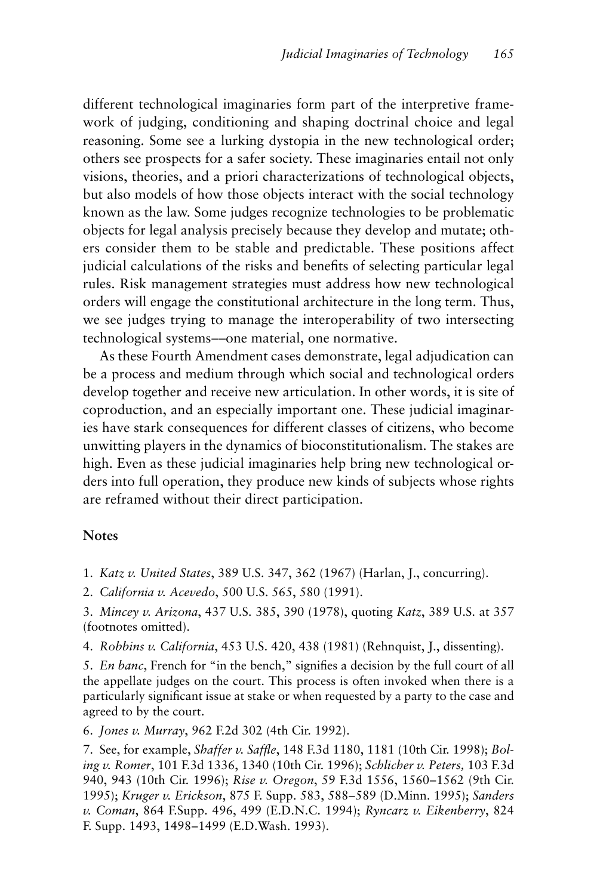different technological imaginaries form part of the interpretive framework of judging, conditioning and shaping doctrinal choice and legal reasoning. Some see a lurking dystopia in the new technological order; others see prospects for a safer society. These imaginaries entail not only visions, theories, and a priori characterizations of technological objects, but also models of how those objects interact with the social technology known as the law. Some judges recognize technologies to be problematic objects for legal analysis precisely because they develop and mutate; others consider them to be stable and predictable. These positions affect judicial calculations of the risks and benefits of selecting particular legal rules. Risk management strategies must address how new technological orders will engage the constitutional architecture in the long term. Thus, we see judges trying to manage the interoperability of two intersecting technological systems––one material, one normative.

As these Fourth Amendment cases demonstrate, legal adjudication can be a process and medium through which social and technological orders develop together and receive new articulation. In other words, it is site of coproduction, and an especially important one. These judicial imaginaries have stark consequences for different classes of citizens, who become unwitting players in the dynamics of bioconstitutionalism. The stakes are high. Even as these judicial imaginaries help bring new technological orders into full operation, they produce new kinds of subjects whose rights are reframed without their direct participation.

## Notes

1. *Katz v. United States*, 389 U.S. 347, 362 (1967) (Harlan, J., concurring).

2. *California v. Acevedo*, 500 U.S. 565, 580 (1991).

3. *Mincey v. Arizona*, 437 U.S. 385, 390 (1978), quoting *Katz*, 389 U.S. at 357 (footnotes omitted).

4. *Robbins v. California*, 453 U.S. 420, 438 (1981) (Rehnquist, J., dissenting).

5. *En banc*, French for "in the bench," signifies a decision by the full court of all the appellate judges on the court. This process is often invoked when there is a particularly significant issue at stake or when requested by a party to the case and agreed to by the court.

6. *Jones v. Murray*, 962 F.2d 302 (4th Cir. 1992).

7. See, for example, *Shaffer v. Saffle*, 148 F.3d 1180, 1181 (10th Cir. 1998); *Boling v. Romer*, 101 F.3d 1336, 1340 (10th Cir. 1996); *Schlicher v. Peters,* 103 F.3d 940, 943 (10th Cir. 1996); *Rise v. Oregon*, 59 F.3d 1556, 1560–1562 (9th Cir. 1995); *Kruger v. Erickson*, 875 F. Supp. 583, 588–589 (D.Minn. 1995); *Sanders v. Coman*, 864 F.Supp. 496, 499 (E.D.N.C. 1994); *Ryncarz v. Eikenberry*, 824 F. Supp. 1493, 1498–1499 (E.D.Wash. 1993).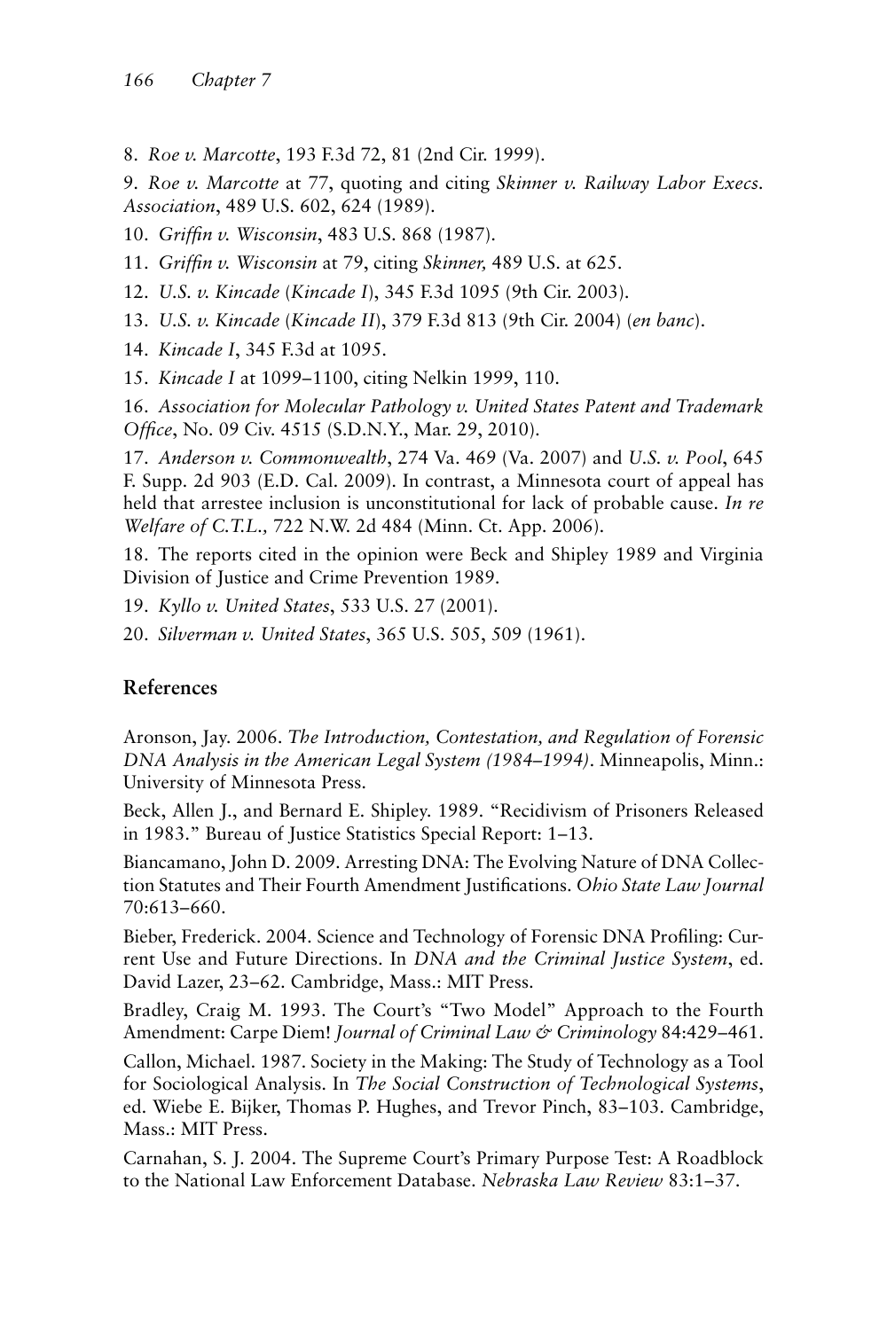8. *Roe v. Marcotte*, 193 F.3d 72, 81 (2nd Cir. 1999).

9. *Roe v. Marcotte* at 77, quoting and citing *Skinner v. Railway Labor Execs. Association*, 489 U.S. 602, 624 (1989).

10. *Griffin v. Wisconsin*, 483 U.S. 868 (1987).

11. *Griffin v. Wisconsin* at 79, citing *Skinner,* 489 U.S. at 625.

12. *U.S. v. Kincade* (*Kincade I*), 345 F.3d 1095 (9th Cir. 2003).

13. *U.S. v. Kincade* (*Kincade II*), 379 F.3d 813 (9th Cir. 2004) (*en banc*).

14. *Kincade I*, 345 F.3d at 1095.

15. *Kincade I* at 1099–1100, citing Nelkin 1999, 110.

16. *Association for Molecular Pathology v. United States Patent and Trademark Office*, No. 09 Civ. 4515 (S.D.N.Y., Mar. 29, 2010).

17. *Anderson v. Commonwealth*, 274 Va. 469 (Va. 2007) and *U.S. v. Pool*, 645 F. Supp. 2d 903 (E.D. Cal. 2009). In contrast, a Minnesota court of appeal has held that arrestee inclusion is unconstitutional for lack of probable cause. *In re Welfare of C.T.L.,* 722 N.W. 2d 484 (Minn. Ct. App. 2006).

18. The reports cited in the opinion were Beck and Shipley 1989 and Virginia Division of Justice and Crime Prevention 1989.

19. *Kyllo v. United States*, 533 U.S. 27 (2001).

20. *Silverman v. United States*, 365 U.S. 505, 509 (1961).

## References

Aronson, Jay. 2006. *The Introduction, Contestation, and Regulation of Forensic DNA Analysis in the American Legal System (1984–1994)*. Minneapolis, Minn.: University of Minnesota Press.

Beck, Allen J., and Bernard E. Shipley. 1989. "Recidivism of Prisoners Released in 1983." Bureau of Justice Statistics Special Report: 1–13.

Biancamano, John D. 2009. Arresting DNA: The Evolving Nature of DNA Collection Statutes and Their Fourth Amendment Justifications. *Ohio State Law Journal* 70:613–660.

Bieber, Frederick. 2004. Science and Technology of Forensic DNA Profiling: Current Use and Future Directions. In *DNA and the Criminal Justice System*, ed. David Lazer, 23–62. Cambridge, Mass.: MIT Press.

Bradley, Craig M. 1993. The Court's "Two Model" Approach to the Fourth Amendment: Carpe Diem! *Journal of Criminal Law & Criminology* 84:429–461.

Callon, Michael. 1987. Society in the Making: The Study of Technology as a Tool for Sociological Analysis. In *The Social Construction of Technological Systems*, ed. Wiebe E. Bijker, Thomas P. Hughes, and Trevor Pinch, 83–103. Cambridge, Mass.: MIT Press.

Carnahan, S. J. 2004. The Supreme Court's Primary Purpose Test: A Roadblock to the National Law Enforcement Database. *Nebraska Law Review* 83:1–37.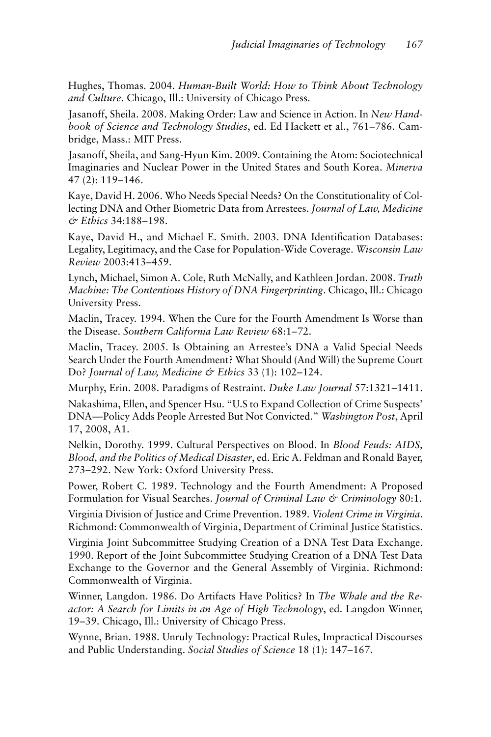Hughes, Thomas. 2004. *Human-Built World: How to Think About Technology and Culture*. Chicago, Ill.: University of Chicago Press.

Jasanoff, Sheila. 2008. Making Order: Law and Science in Action. In *New Handbook of Science and Technology Studies*, ed. Ed Hackett et al., 761–786. Cambridge, Mass.: MIT Press.

Jasanoff, Sheila, and Sang-Hyun Kim. 2009. Containing the Atom: Sociotechnical Imaginaries and Nuclear Power in the United States and South Korea. *Minerva* 47 (2): 119–146.

Kaye, David H. 2006. Who Needs Special Needs? On the Constitutionality of Collecting DNA and Other Biometric Data from Arrestees. *Journal of Law, Medicine & Ethics* 34:188–198.

Kaye, David H., and Michael E. Smith. 2003. DNA Identification Databases: Legality, Legitimacy, and the Case for Population-Wide Coverage. *Wisconsin Law Review* 2003:413–459.

Lynch, Michael, Simon A. Cole, Ruth McNally, and Kathleen Jordan. 2008. *Truth Machine: The Contentious History of DNA Fingerprinting*. Chicago, Ill.: Chicago University Press.

Maclin, Tracey. 1994. When the Cure for the Fourth Amendment Is Worse than the Disease. *Southern California Law Review* 68:1–72.

Maclin, Tracey. 2005. Is Obtaining an Arrestee's DNA a Valid Special Needs Search Under the Fourth Amendment? What Should (And Will) the Supreme Court Do? *Journal of Law, Medicine & Ethics* 33 (1): 102–124.

Murphy, Erin. 2008. Paradigms of Restraint. *Duke Law Journal* 57:1321–1411.

Nakashima, Ellen, and Spencer Hsu. "U.S to Expand Collection of Crime Suspects' DNA—Policy Adds People Arrested But Not Convicted." *Washington Post*, April 17, 2008, A1.

Nelkin, Dorothy. 1999. Cultural Perspectives on Blood. In *Blood Feuds: AIDS, Blood, and the Politics of Medical Disaster*, ed. Eric A. Feldman and Ronald Bayer, 273–292. New York: Oxford University Press.

Power, Robert C. 1989. Technology and the Fourth Amendment: A Proposed Formulation for Visual Searches. *Journal of Criminal Law & Criminology* 80:1.

Virginia Division of Justice and Crime Prevention. 1989. *Violent Crime in Virginia*. Richmond: Commonwealth of Virginia, Department of Criminal Justice Statistics.

Virginia Joint Subcommittee Studying Creation of a DNA Test Data Exchange. 1990. Report of the Joint Subcommittee Studying Creation of a DNA Test Data Exchange to the Governor and the General Assembly of Virginia. Richmond: Commonwealth of Virginia.

Winner, Langdon. 1986. Do Artifacts Have Politics? In *The Whale and the Reactor: A Search for Limits in an Age of High Technology*, ed. Langdon Winner, 19–39. Chicago, Ill.: University of Chicago Press.

Wynne, Brian. 1988. Unruly Technology: Practical Rules, Impractical Discourses and Public Understanding. *Social Studies of Science* 18 (1): 147–167.